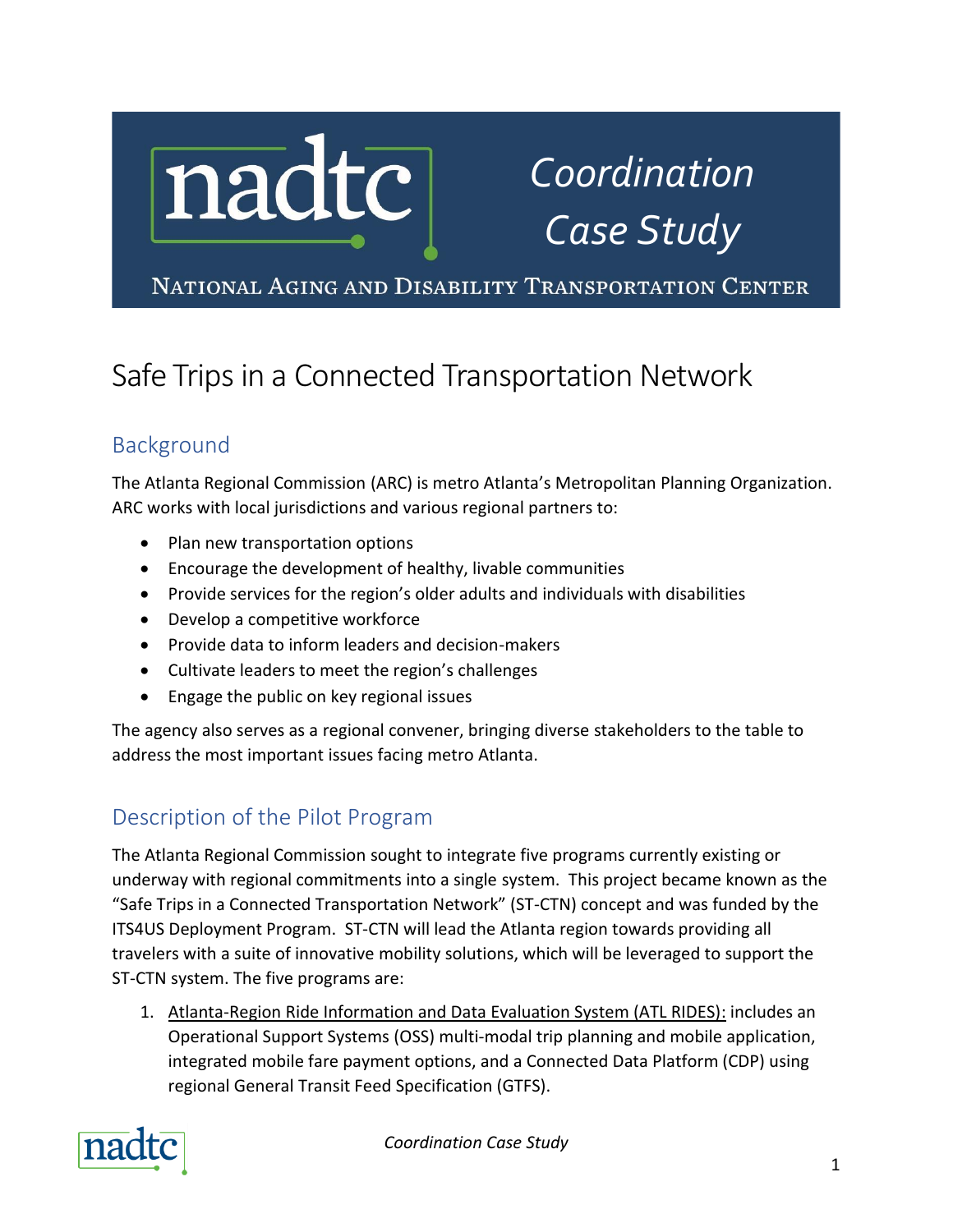# nadtc — Coordination Case Study

NATIONAL AGING AND DISABILITY TRANSPORTATION CENTER

# Safe Trips in a Connected Transportation Network

## Background

The Atlanta Regional Commission (ARC) is metro Atlanta's Metropolitan Planning Organization. ARC works with local jurisdictions and various regional partners to:

- Plan new transportation options
- Encourage the development of healthy, livable communities
- Provide services for the region's older adults and individuals with disabilities
- Develop a competitive workforce
- Provide data to inform leaders and decision-makers
- Cultivate leaders to meet the region's challenges
- Engage the public on key regional issues

The agency also serves as a regional convener, bringing diverse stakeholders to the table to address the most important issues facing metro Atlanta.

## Description of the Pilot Program

The Atlanta Regional Commission sought to integrate five programs currently existing or underway with regional commitments into a single system. This project became known as the "Safe Trips in a Connected Transportation Network" (ST-CTN) concept and was funded by the ITS4US Deployment Program. ST-CTN will lead the Atlanta region towards providing all travelers with a suite of innovative mobility solutions, which will be leveraged to support the ST-CTN system. The five programs are:

1. Atlanta-Region Ride Information and Data Evaluation System (ATL RIDES): includes an Operational Support Systems (OSS) multi-modal trip planning and mobile application, integrated mobile fare payment options, and a Connected Data Platform (CDP) using regional General Transit Feed Specification (GTFS).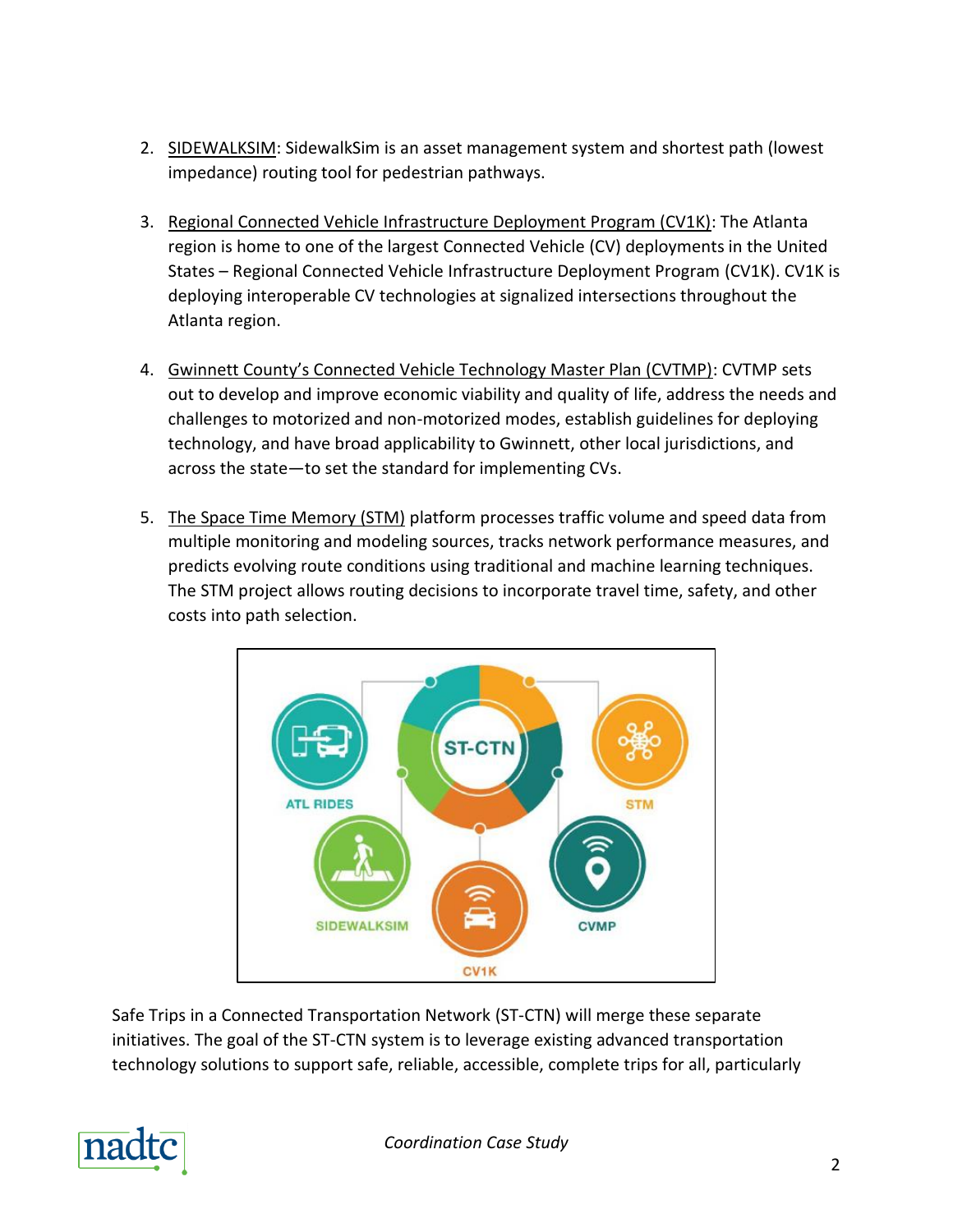2. SIDEWALKSIM: SidewalkSim is an asset management system and shortest path (lowest impedance) routing tool for pedestrian pathways.

3. Regional Connected Vehicle Infrastructure Deployment Program (CV1K): The Atlanta region is home to one of the largest Connected Vehicle (CV) deployments in the United States – Regional Connected Vehicle Infrastructure Deployment Program (CV1K). CV1K is deploying interoperable CV technologies at signalized intersections throughout the Atlanta region.

4. Gwinnett County's Connected Vehicle Technology Master Plan (CVTMP): CVTMP sets out to develop and improve economic viability and quality of life, address the needs and challenges to motorized and non-motorized modes, establish guidelines for deploying technology, and have broad applicability to Gwinnett, other local jurisdictions, and across the state—to set the standard for implementing CVs.

5. The Space Time Memory (STM) platform processes traffic volume and speed data from multiple monitoring and modeling sources, tracks network performance measures, and predicts evolving route conditions using traditional and machine learning techniques. The STM project allows routing decisions to incorporate travel time, safety, and other costs into path selection.

Safe Trips in a Connected Transportation Network (ST-CTN) will merge these separate initiatives. The goal of the ST-CTN system is to leverage existing advanced transportation technology solutions to support safe, reliable, accessible, complete trips for all, particularly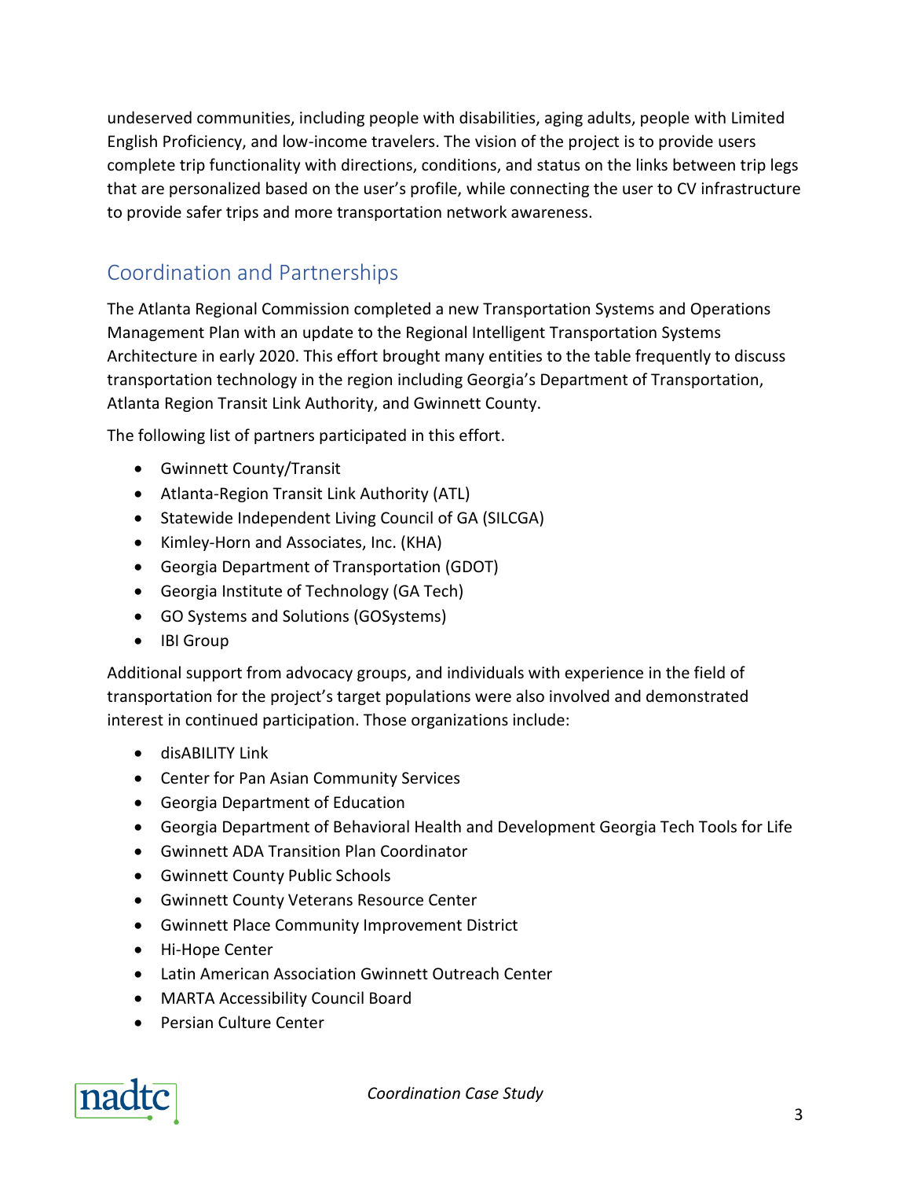undeserved communities, including people with disabilities, aging adults, people with Limited English Proficiency, and low-income travelers. The vision of the project is to provide users complete trip functionality with directions, conditions, and status on the links between trip legs that are personalized based on the user's profile, while connecting the user to CV infrastructure to provide safer trips and more transportation network awareness.

## Coordination and Partnerships

The Atlanta Regional Commission completed a new Transportation Systems and Operations Management Plan with an update to the Regional Intelligent Transportation Systems Architecture in early 2020. This effort brought many entities to the table frequently to discuss transportation technology in the region including Georgia's Department of Transportation, Atlanta Region Transit Link Authority, and Gwinnett County.

The following list of partners participated in this effort.

- Gwinnett County/Transit
- Atlanta-Region Transit Link Authority (ATL)
- Statewide Independent Living Council of GA (SILCGA)
- Kimley-Horn and Associates, Inc. (KHA)
- Georgia Department of Transportation (GDOT)
- Georgia Institute of Technology (GA Tech)
- GO Systems and Solutions (GOSystems)
- IBI Group

Additional support from advocacy groups, and individuals with experience in the field of transportation for the project's target populations were also involved and demonstrated interest in continued participation. Those organizations include:

- disABILITY Link
- Center for Pan Asian Community Services
- Georgia Department of Education
- Georgia Department of Behavioral Health and Development Georgia Tech Tools for Life
- Gwinnett ADA Transition Plan Coordinator
- Gwinnett County Public Schools
- Gwinnett County Veterans Resource Center
- Gwinnett Place Community Improvement District
- Hi-Hope Center
- Latin American Association Gwinnett Outreach Center
- MARTA Accessibility Council Board
- Persian Culture Center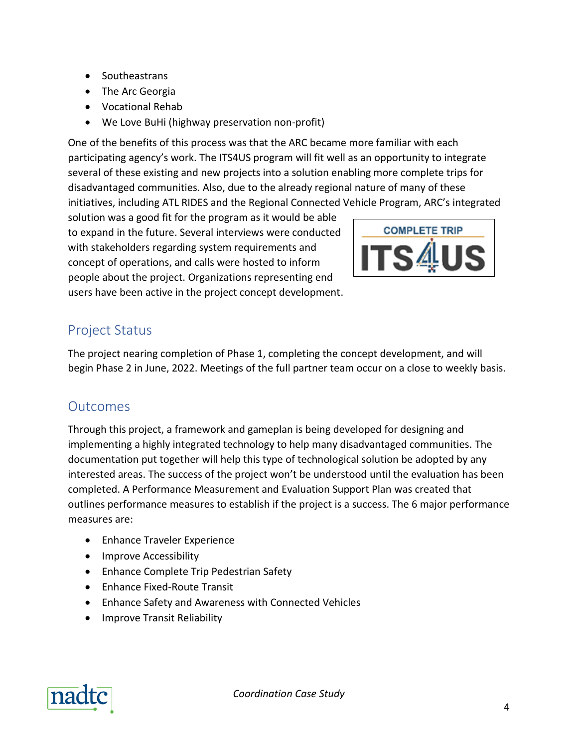- Southeastrans
- The Arc Georgia
- Vocational Rehab
- We Love BuHi (highway preservation non-profit)

One of the benefits of this process was that the ARC became more familiar with each participating agency's work. The ITS4US program will fit well as an opportunity to integrate several of these existing and new projects into a solution enabling more complete trips for disadvantaged communities. Also, due to the already regional nature of many of these initiatives, including ATL RIDES and the Regional Connected Vehicle Program, ARC's integrated solution was a good fit for the program as it would be able to expand in the future. Several interviews were conducted with stakeholders regarding system requirements and concept of operations, and calls were hosted to inform people about the project. Organizations representing end users have been active in the project concept development.

## Project Status

The project nearing completion of Phase 1, completing the concept development, and will begin Phase 2 in June, 2022. Meetings of the full partner team occur on a close to weekly basis.

## Outcomes

Through this project, a framework and gameplan is being developed for designing and implementing a highly integrated technology to help many disadvantaged communities. The documentation put together will help this type of technological solution be adopted by any interested areas. The success of the project won't be understood until the evaluation has been completed. A Performance Measurement and Evaluation Support Plan was created that outlines performance measures to establish if the project is a success. The 6 major performance measures are:

- Enhance Traveler Experience
- Improve Accessibility
- Enhance Complete Trip Pedestrian Safety
- Enhance Fixed-Route Transit
- Enhance Safety and Awareness with Connected Vehicles
- Improve Transit Reliability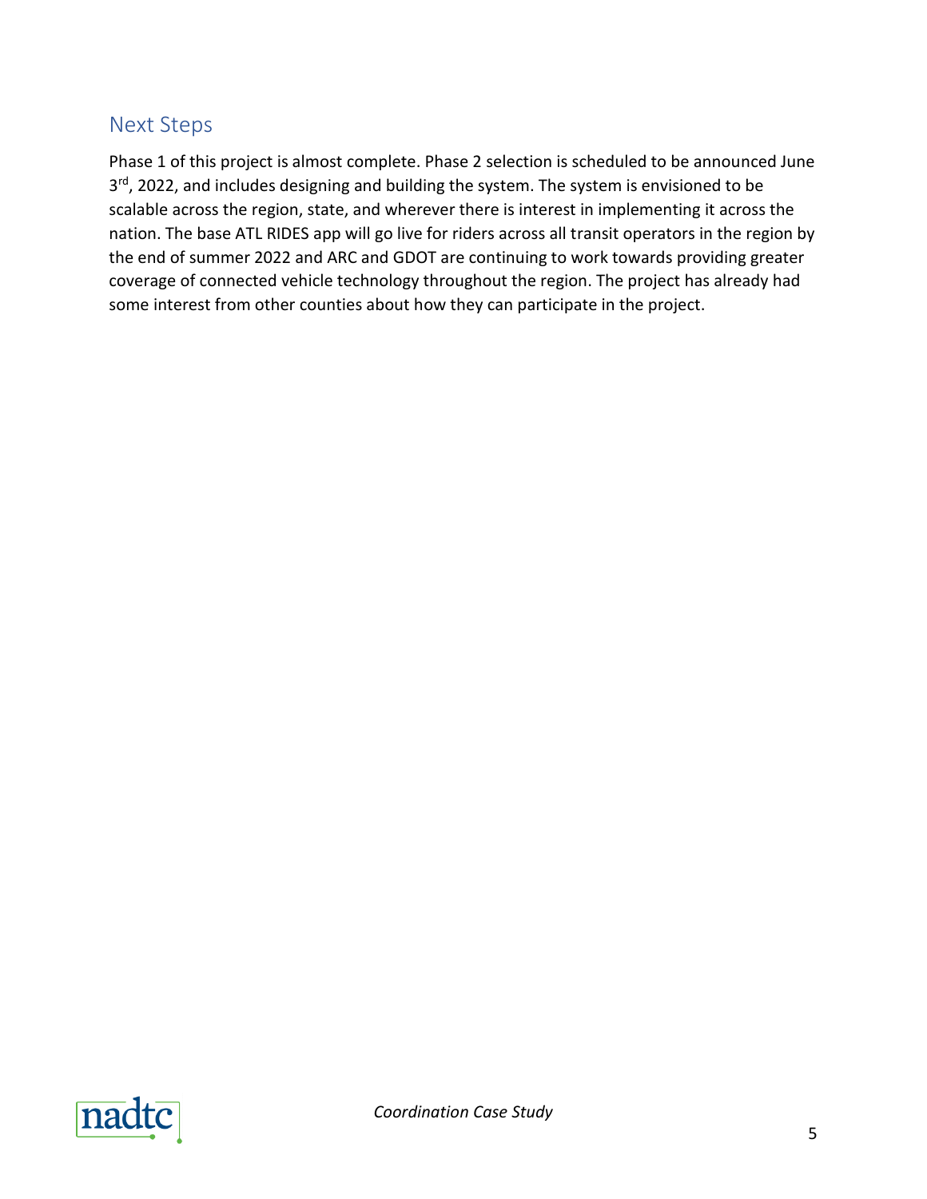## Next Steps

Phase 1 of this project is almost complete. Phase 2 selection is scheduled to be announced June 3rd, 2022, and includes designing and building the system. The system is envisioned to be scalable across the region, state, and wherever there is interest in implementing it across the nation. The base ATL RIDES app will go live for riders across all transit operators in the region by the end of summer 2022 and ARC and GDOT are continuing to work towards providing greater coverage of connected vehicle technology throughout the region. The project has already had some interest from other counties about how they can participate in the project.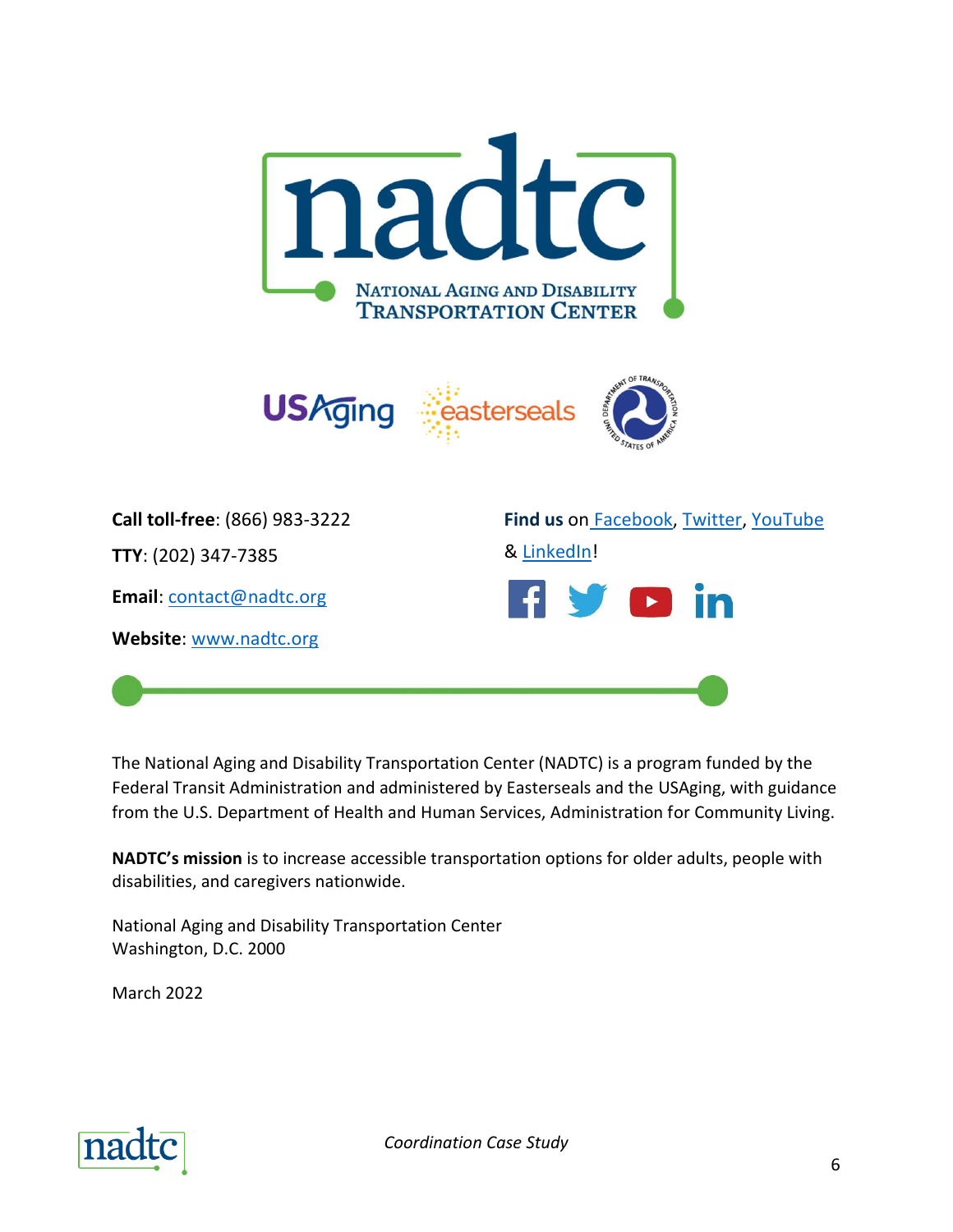National Aging and Disability Transportation Center

**Call toll-free**: (866) 983-3222

**TTY**: (202) 347-7385

**Email**: contact@nadtc.org

**Website**: www.nadtc.org

**Find us** on Facebook, Twitter, YouTube & LinkedIn!

The National Aging and Disability Transportation Center (NADTC) is a program funded by the Federal Transit Administration and administered by Easterseals and the USAging, with guidance from the U.S. Department of Health and Human Services, Administration for Community Living.

**NADTC's mission** is to increase accessible transportation options for older adults, people with disabilities, and caregivers nationwide.

National Aging and Disability Transportation Center
Washington, D.C. 2000

March 2022